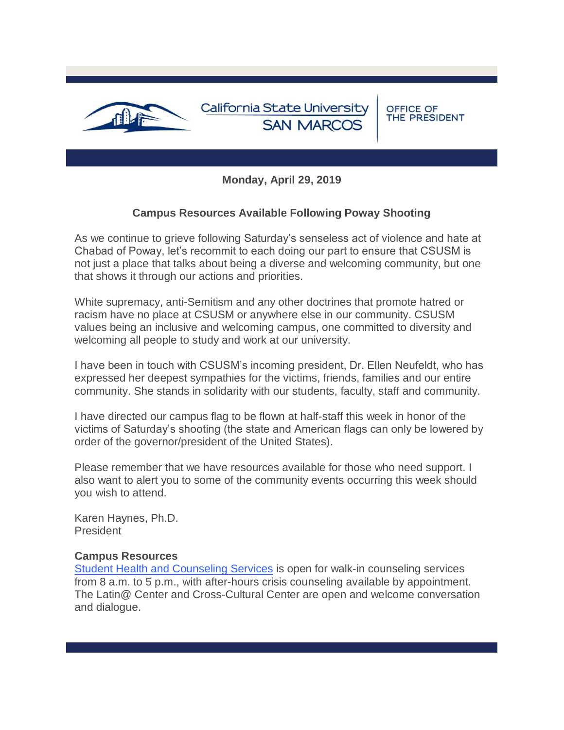California State University SAN MARCOS | OFFICE OF THE PRESIDENT

**Monday, April 29, 2019**

## Campus Resources Available Following Poway Shooting

As we continue to grieve following Saturday's senseless act of violence and hate at Chabad of Poway, let's recommit to each doing our part to ensure that CSUSM is not just a place that talks about being a diverse and welcoming community, but one that shows it through our actions and priorities.

White supremacy, anti-Semitism and any other doctrines that promote hatred or racism have no place at CSUSM or anywhere else in our community. CSUSM values being an inclusive and welcoming campus, one committed to diversity and welcoming all people to study and work at our university.

I have been in touch with CSUSM's incoming president, Dr. Ellen Neufeldt, who has expressed her deepest sympathies for the victims, friends, families and our entire community. She stands in solidarity with our students, faculty, staff and community.

I have directed our campus flag to be flown at half-staff this week in honor of the victims of Saturday's shooting (the state and American flags can only be lowered by order of the governor/president of the United States).

Please remember that we have resources available for those who need support. I also want to alert you to some of the community events occurring this week should you wish to attend.

Karen Haynes, Ph.D.
President

**Campus Resources**

Student Health and Counseling Services is open for walk-in counseling services from 8 a.m. to 5 p.m., with after-hours crisis counseling available by appointment. The Latin@ Center and Cross-Cultural Center are open and welcome conversation and dialogue.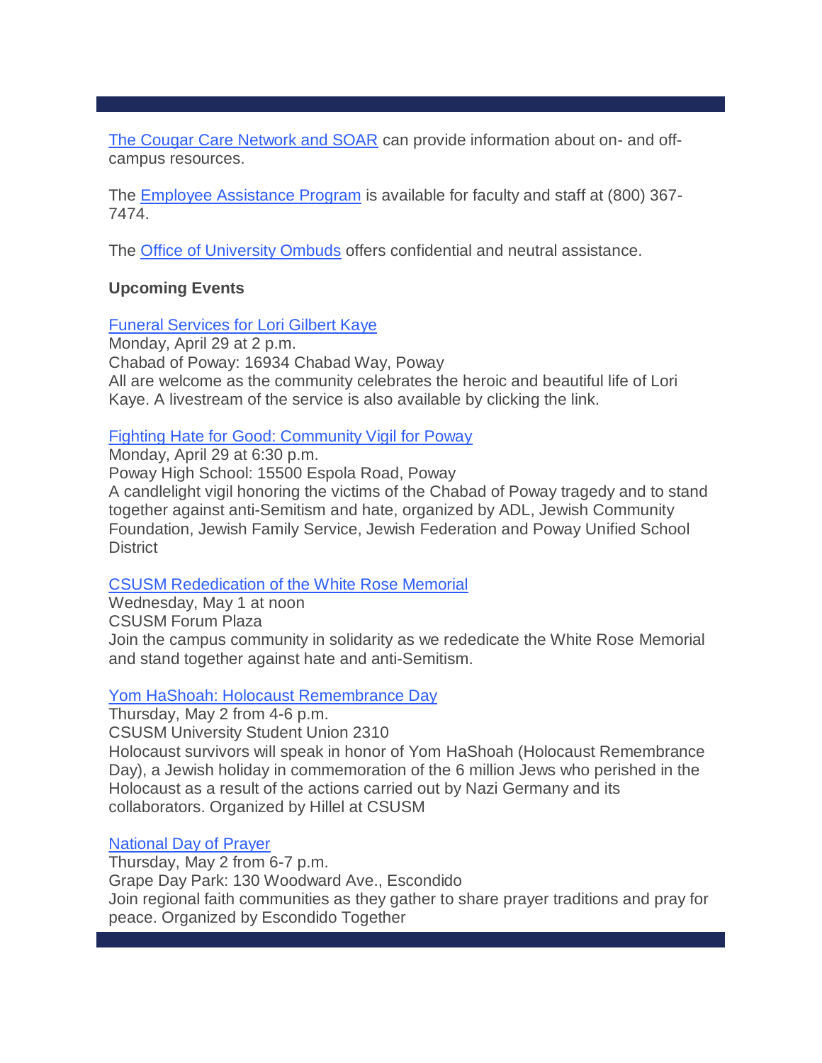The Cougar Care Network and SOAR can provide information about on- and off-campus resources.

The Employee Assistance Program is available for faculty and staff at (800) 367-7474.

The Office of University Ombuds offers confidential and neutral assistance.

**Upcoming Events**

Funeral Services for Lori Gilbert Kaye
Monday, April 29 at 2 p.m.
Chabad of Poway: 16934 Chabad Way, Poway
All are welcome as the community celebrates the heroic and beautiful life of Lori Kaye. A livestream of the service is also available by clicking the link.

Fighting Hate for Good: Community Vigil for Poway
Monday, April 29 at 6:30 p.m.
Poway High School: 15500 Espola Road, Poway
A candlelight vigil honoring the victims of the Chabad of Poway tragedy and to stand together against anti-Semitism and hate, organized by ADL, Jewish Community Foundation, Jewish Family Service, Jewish Federation and Poway Unified School District

CSUSM Rededication of the White Rose Memorial
Wednesday, May 1 at noon
CSUSM Forum Plaza
Join the campus community in solidarity as we rededicate the White Rose Memorial and stand together against hate and anti-Semitism.

Yom HaShoah: Holocaust Remembrance Day
Thursday, May 2 from 4-6 p.m.
CSUSM University Student Union 2310
Holocaust survivors will speak in honor of Yom HaShoah (Holocaust Remembrance Day), a Jewish holiday in commemoration of the 6 million Jews who perished in the Holocaust as a result of the actions carried out by Nazi Germany and its collaborators. Organized by Hillel at CSUSM

National Day of Prayer
Thursday, May 2 from 6-7 p.m.
Grape Day Park: 130 Woodward Ave., Escondido
Join regional faith communities as they gather to share prayer traditions and pray for peace. Organized by Escondido Together